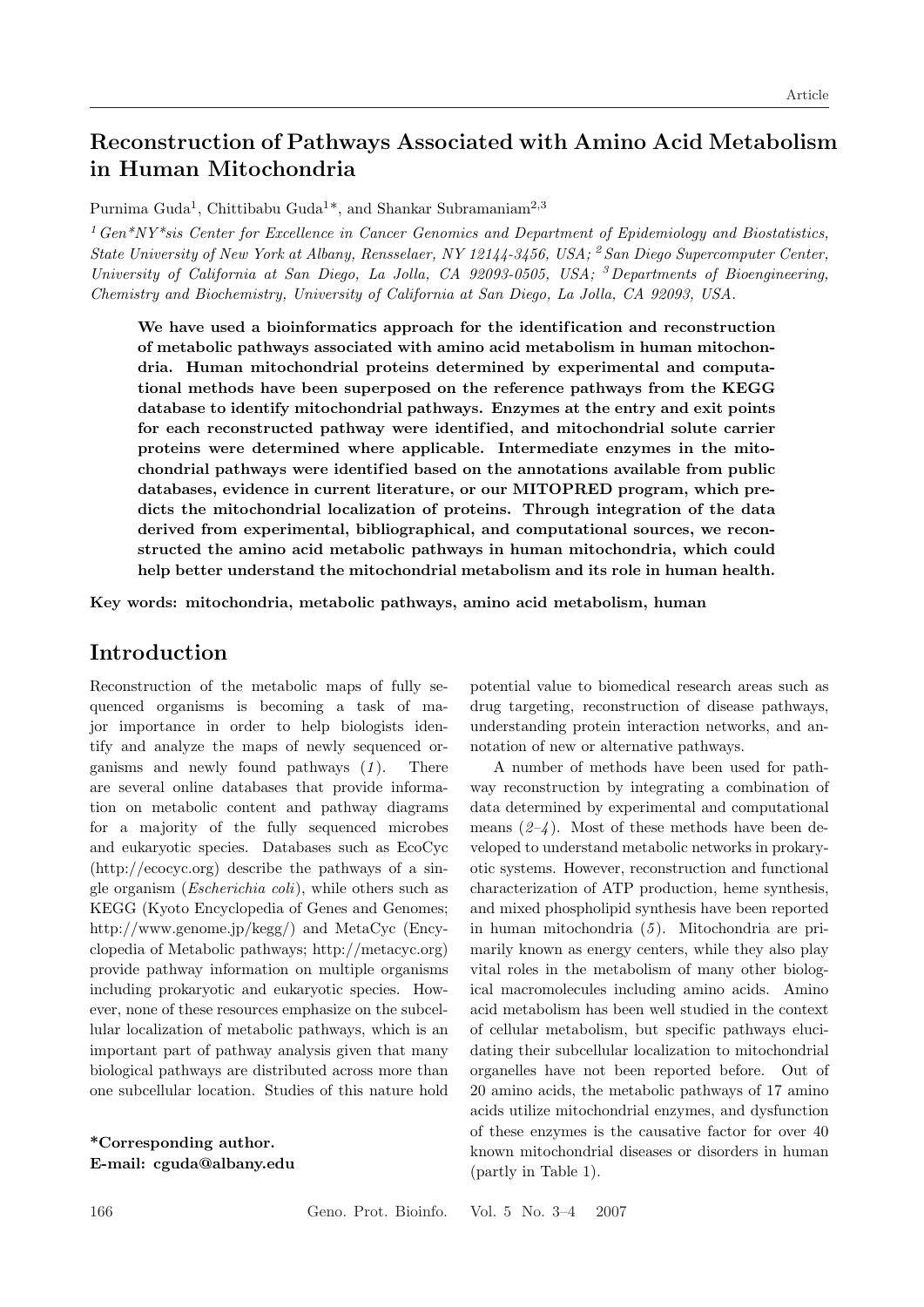# Reconstruction of Pathways Associated with Amino Acid Metabolism in Human Mitochondria

Purnima Guda[1], Chittibabu Guda[1*], and Shankar Subramaniam[2,3]

*[1] Gen\*NY\*sis Center for Excellence in Cancer Genomics and Department of Epidemiology and Biostatistics, State University of New York at Albany, Rensselaer, NY 12144-3456, USA; [2] San Diego Supercomputer Center, University of California at San Diego, La Jolla, CA 92093-0505, USA; [3] Departments of Bioengineering, Chemistry and Biochemistry, University of California at San Diego, La Jolla, CA 92093, USA.*

**We have used a bioinformatics approach for the identification and reconstruction of metabolic pathways associated with amino acid metabolism in human mitochondria. Human mitochondrial proteins determined by experimental and computational methods have been superposed on the reference pathways from the KEGG database to identify mitochondrial pathways. Enzymes at the entry and exit points for each reconstructed pathway were identified, and mitochondrial solute carrier proteins were determined where applicable. Intermediate enzymes in the mitochondrial pathways were identified based on the annotations available from public databases, evidence in current literature, or our MITOPRED program, which predicts the mitochondrial localization of proteins. Through integration of the data derived from experimental, bibliographical, and computational sources, we reconstructed the amino acid metabolic pathways in human mitochondria, which could help better understand the mitochondrial metabolism and its role in human health.**

**Key words: mitochondria, metabolic pathways, amino acid metabolism, human**

## Introduction

Reconstruction of the metabolic maps of fully sequenced organisms is becoming a task of major importance in order to help biologists identify and analyze the maps of newly sequenced organisms and newly found pathways (*1*). There are several online databases that provide information on metabolic content and pathway diagrams for a majority of the fully sequenced microbes and eukaryotic species. Databases such as EcoCyc (http://ecocyc.org) describe the pathways of a single organism (*Escherichia coli*), while others such as KEGG (Kyoto Encyclopedia of Genes and Genomes; http://www.genome.jp/kegg/) and MetaCyc (Encyclopedia of Metabolic pathways; http://metacyc.org) provide pathway information on multiple organisms including prokaryotic and eukaryotic species. However, none of these resources emphasize on the subcellular localization of metabolic pathways, which is an important part of pathway analysis given that many biological pathways are distributed across more than one subcellular location. Studies of this nature hold potential value to biomedical research areas such as drug targeting, reconstruction of disease pathways, understanding protein interaction networks, and annotation of new or alternative pathways.

A number of methods have been used for pathway reconstruction by integrating a combination of data determined by experimental and computational means (*2–4*). Most of these methods have been developed to understand metabolic networks in prokaryotic systems. However, reconstruction and functional characterization of ATP production, heme synthesis, and mixed phospholipid synthesis have been reported in human mitochondria (*5*). Mitochondria are primarily known as energy centers, while they also play vital roles in the metabolism of many other biological macromolecules including amino acids. Amino acid metabolism has been well studied in the context of cellular metabolism, but specific pathways elucidating their subcellular localization to mitochondrial organelles have not been reported before. Out of 20 amino acids, the metabolic pathways of 17 amino acids utilize mitochondrial enzymes, and dysfunction of these enzymes is the causative factor for over 40 known mitochondrial diseases or disorders in human (partly in Table 1).

**\*Corresponding author.**
**E-mail: cguda@albany.edu**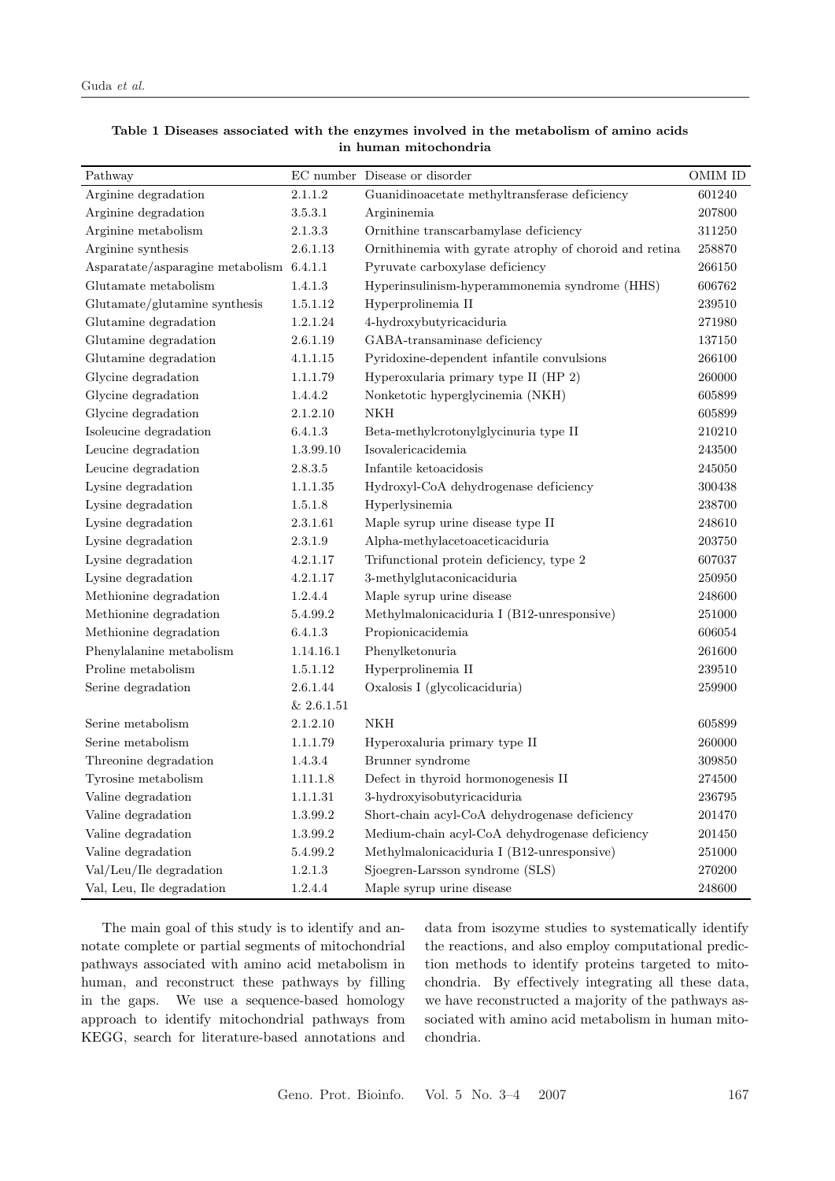**Table 1 Diseases associated with the enzymes involved in the metabolism of amino acids in human mitochondria**

| Pathway | EC number | Disease or disorder | OMIM ID |
|---|---|---|---|
| Arginine degradation | 2.1.1.2 | Guanidinoacetate methyltransferase deficiency | 601240 |
| Arginine degradation | 3.5.3.1 | Argininemia | 207800 |
| Arginine metabolism | 2.1.3.3 | Ornithine transcarbamylase deficiency | 311250 |
| Arginine synthesis | 2.6.1.13 | Ornithinemia with gyrate atrophy of choroid and retina | 258870 |
| Asparatate/asparagine metabolism | 6.4.1.1 | Pyruvate carboxylase deficiency | 266150 |
| Glutamate metabolism | 1.4.1.3 | Hyperinsulinism-hyperammonemia syndrome (HHS) | 606762 |
| Glutamate/glutamine synthesis | 1.5.1.12 | Hyperprolinemia II | 239510 |
| Glutamine degradation | 1.2.1.24 | 4-hydroxybutyricaciduria | 271980 |
| Glutamine degradation | 2.6.1.19 | GABA-transaminase deficiency | 137150 |
| Glutamine degradation | 4.1.1.15 | Pyridoxine-dependent infantile convulsions | 266100 |
| Glycine degradation | 1.1.1.79 | Hyperoxularia primary type II (HP 2) | 260000 |
| Glycine degradation | 1.4.4.2 | Nonketotic hyperglycinemia (NKH) | 605899 |
| Glycine degradation | 2.1.2.10 | NKH | 605899 |
| Isoleucine degradation | 6.4.1.3 | Beta-methylcrotonylglycinuria type II | 210210 |
| Leucine degradation | 1.3.99.10 | Isovalericacidemia | 243500 |
| Leucine degradation | 2.8.3.5 | Infantile ketoacidosis | 245050 |
| Lysine degradation | 1.1.1.35 | Hydroxyl-CoA dehydrogenase deficiency | 300438 |
| Lysine degradation | 1.5.1.8 | Hyperlysinemia | 238700 |
| Lysine degradation | 2.3.1.61 | Maple syrup urine disease type II | 248610 |
| Lysine degradation | 2.3.1.9 | Alpha-methylacetoaceticaciduria | 203750 |
| Lysine degradation | 4.2.1.17 | Trifunctional protein deficiency, type 2 | 607037 |
| Lysine degradation | 4.2.1.17 | 3-methylglutaconicaciduria | 250950 |
| Methionine degradation | 1.2.4.4 | Maple syrup urine disease | 248600 |
| Methionine degradation | 5.4.99.2 | Methylmalonicaciduria I (B12-unresponsive) | 251000 |
| Methionine degradation | 6.4.1.3 | Propionicacidemia | 606054 |
| Phenylalanine metabolism | 1.14.16.1 | Phenylketonuria | 261600 |
| Proline metabolism | 1.5.1.12 | Hyperprolinemia II | 239510 |
| Serine degradation | 2.6.1.44 & 2.6.1.51 | Oxalosis I (glycolicaciduria) | 259900 |
| Serine metabolism | 2.1.2.10 | NKH | 605899 |
| Serine metabolism | 1.1.1.79 | Hyperoxaluria primary type II | 260000 |
| Threonine degradation | 1.4.3.4 | Brunner syndrome | 309850 |
| Tyrosine metabolism | 1.11.1.8 | Defect in thyroid hormonogenesis II | 274500 |
| Valine degradation | 1.1.1.31 | 3-hydroxyisobutyricaciduria | 236795 |
| Valine degradation | 1.3.99.2 | Short-chain acyl-CoA dehydrogenase deficiency | 201470 |
| Valine degradation | 1.3.99.2 | Medium-chain acyl-CoA dehydrogenase deficiency | 201450 |
| Valine degradation | 5.4.99.2 | Methylmalonicaciduria I (B12-unresponsive) | 251000 |
| Val/Leu/Ile degradation | 1.2.1.3 | Sjoegren-Larsson syndrome (SLS) | 270200 |
| Val, Leu, Ile degradation | 1.2.4.4 | Maple syrup urine disease | 248600 |

The main goal of this study is to identify and annotate complete or partial segments of mitochondrial pathways associated with amino acid metabolism in human, and reconstruct these pathways by filling in the gaps. We use a sequence-based homology approach to identify mitochondrial pathways from KEGG, search for literature-based annotations and data from isozyme studies to systematically identify the reactions, and also employ computational prediction methods to identify proteins targeted to mitochondria. By effectively integrating all these data, we have reconstructed a majority of the pathways associated with amino acid metabolism in human mitochondria.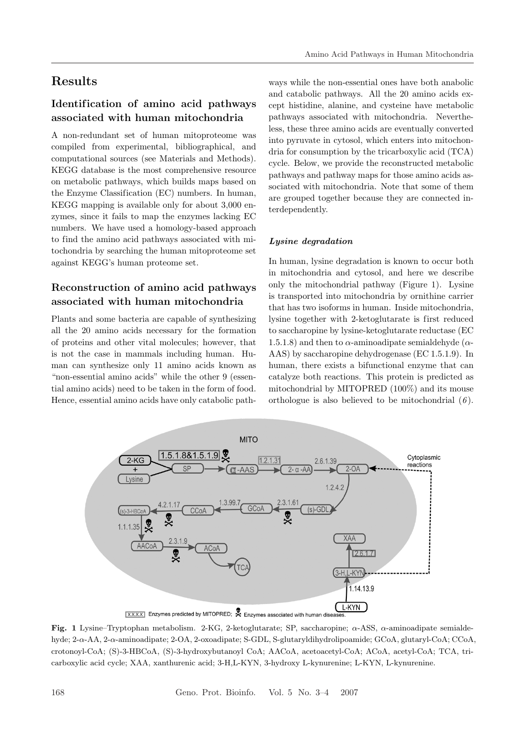# Results

## Identification of amino acid pathways associated with human mitochondria

A non-redundant set of human mitoproteome was compiled from experimental, bibliographical, and computational sources (see Materials and Methods). KEGG database is the most comprehensive resource on metabolic pathways, which builds maps based on the Enzyme Classification (EC) numbers. In human, KEGG mapping is available only for about 3,000 enzymes, since it fails to map the enzymes lacking EC numbers. We have used a homology-based approach to find the amino acid pathways associated with mitochondria by searching the human mitoproteome set against KEGG's human proteome set.

## Reconstruction of amino acid pathways associated with human mitochondria

Plants and some bacteria are capable of synthesizing all the 20 amino acids necessary for the formation of proteins and other vital molecules; however, that is not the case in mammals including human. Human can synthesize only 11 amino acids known as "non-essential amino acids" while the other 9 (essential amino acids) need to be taken in the form of food. Hence, essential amino acids have only catabolic pathways while the non-essential ones have both anabolic and catabolic pathways. All the 20 amino acids except histidine, alanine, and cysteine have metabolic pathways associated with mitochondria. Nevertheless, these three amino acids are eventually converted into pyruvate in cytosol, which enters into mitochondria for consumption by the tricarboxylic acid (TCA) cycle. Below, we provide the reconstructed metabolic pathways and pathway maps for those amino acids associated with mitochondria. Note that some of them are grouped together because they are connected interdependently.

### *Lysine degradation*

In human, lysine degradation is known to occur both in mitochondria and cytosol, and here we describe only the mitochondrial pathway (Figure 1). Lysine is transported into mitochondria by ornithine carrier that has two isoforms in human. Inside mitochondria, lysine together with 2-ketoglutarate is first reduced to saccharopine by lysine-ketoglutarate reductase (EC 1.5.1.8) and then to $\alpha$-aminoadipate semialdehyde ($\alpha$-AAS) by saccharopine dehydrogenase (EC 1.5.1.9). In human, there exists a bifunctional enzyme that can catalyze both reactions. This protein is predicted as mitochondrial by MITOPRED (100%) and its mouse orthologue is also believed to be mitochondrial (*6*).

**Fig. 1** Lysine–Tryptophan metabolism. 2-KG, 2-ketoglutarate; SP, saccharopine; $\alpha$-ASS, $\alpha$-aminoadipate semialdehyde; 2-$\alpha$-AA, 2-$\alpha$-aminoadipate; 2-OA, 2-oxoadipate; S-GDL, S-glutaryldihydrolipoamide; GCoA, glutaryl-CoA; CCoA, crotonoyl-CoA; (S)-3-HBCoA, (S)-3-hydroxybutanoyl CoA; AACoA, acetoacetyl-CoA; ACoA, acetyl-CoA; TCA, tricarboxylic acid cycle; XAA, xanthurenic acid; 3-H,L-KYN, 3-hydroxy L-kynurenine; L-KYN, L-kynurenine.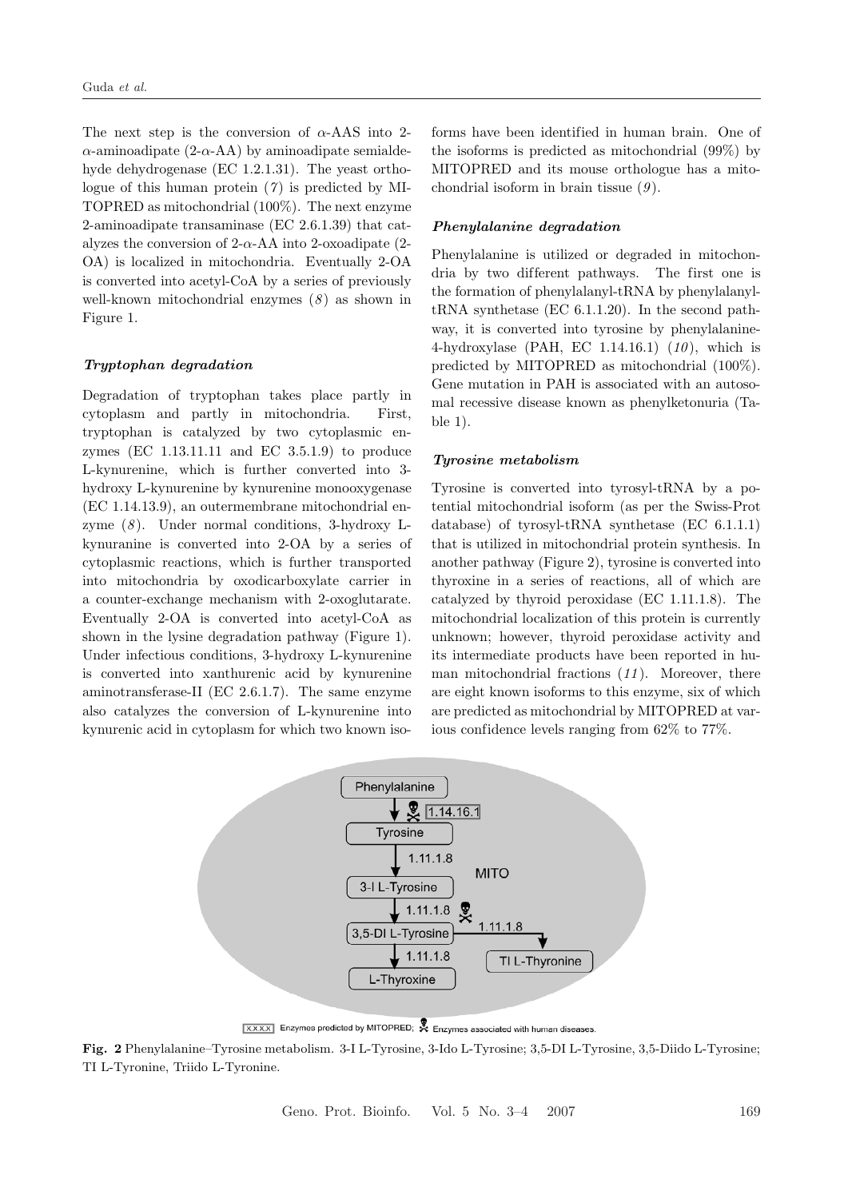The next step is the conversion of $\alpha$-AAS into 2-$\alpha$-aminoadipate (2-$\alpha$-AA) by aminoadipate semialdehyde dehydrogenase (EC 1.2.1.31). The yeast orthologue of this human protein (*7*) is predicted by MITOPRED as mitochondrial (100%). The next enzyme 2-aminoadipate transaminase (EC 2.6.1.39) that catalyzes the conversion of 2-$\alpha$-AA into 2-oxoadipate (2-OA) is localized in mitochondria. Eventually 2-OA is converted into acetyl-CoA by a series of previously well-known mitochondrial enzymes (*8*) as shown in Figure 1.

### *Tryptophan degradation*

Degradation of tryptophan takes place partly in cytoplasm and partly in mitochondria. First, tryptophan is catalyzed by two cytoplasmic enzymes (EC 1.13.11.11 and EC 3.5.1.9) to produce L-kynurenine, which is further converted into 3-hydroxy L-kynurenine by kynurenine monooxygenase (EC 1.14.13.9), an outermembrane mitochondrial enzyme (*8*). Under normal conditions, 3-hydroxy L-kynuranine is converted into 2-OA by a series of cytoplasmic reactions, which is further transported into mitochondria by oxodicarboxylate carrier in a counter-exchange mechanism with 2-oxoglutarate. Eventually 2-OA is converted into acetyl-CoA as shown in the lysine degradation pathway (Figure 1). Under infectious conditions, 3-hydroxy L-kynurenine is converted into xanthurenic acid by kynurenine aminotransferase-II (EC 2.6.1.7). The same enzyme also catalyzes the conversion of L-kynurenine into kynurenic acid in cytoplasm for which two known isoforms have been identified in human brain. One of the isoforms is predicted as mitochondrial (99%) by MITOPRED and its mouse orthologue has a mitochondrial isoform in brain tissue (*9*).

### *Phenylalanine degradation*

Phenylalanine is utilized or degraded in mitochondria by two different pathways. The first one is the formation of phenylalanyl-tRNA by phenylalanyl-tRNA synthetase (EC 6.1.1.20). In the second pathway, it is converted into tyrosine by phenylalanine-4-hydroxylase (PAH, EC 1.14.16.1) (*10*), which is predicted by MITOPRED as mitochondrial (100%). Gene mutation in PAH is associated with an autosomal recessive disease known as phenylketonuria (Table 1).

### *Tyrosine metabolism*

Tyrosine is converted into tyrosyl-tRNA by a potential mitochondrial isoform (as per the Swiss-Prot database) of tyrosyl-tRNA synthetase (EC 6.1.1.1) that is utilized in mitochondrial protein synthesis. In another pathway (Figure 2), tyrosine is converted into thyroxine in a series of reactions, all of which are catalyzed by thyroid peroxidase (EC 1.11.1.8). The mitochondrial localization of this protein is currently unknown; however, thyroid peroxidase activity and its intermediate products have been reported in human mitochondrial fractions (*11*). Moreover, there are eight known isoforms to this enzyme, six of which are predicted as mitochondrial by MITOPRED at various confidence levels ranging from 62% to 77%.

**Fig. 2** Phenylalanine–Tyrosine metabolism. 3-I L-Tyrosine, 3-Ido L-Tyrosine; 3,5-DI L-Tyrosine, 3,5-Diido L-Tyrosine; TI L-Tyronine, Triido L-Tyronine.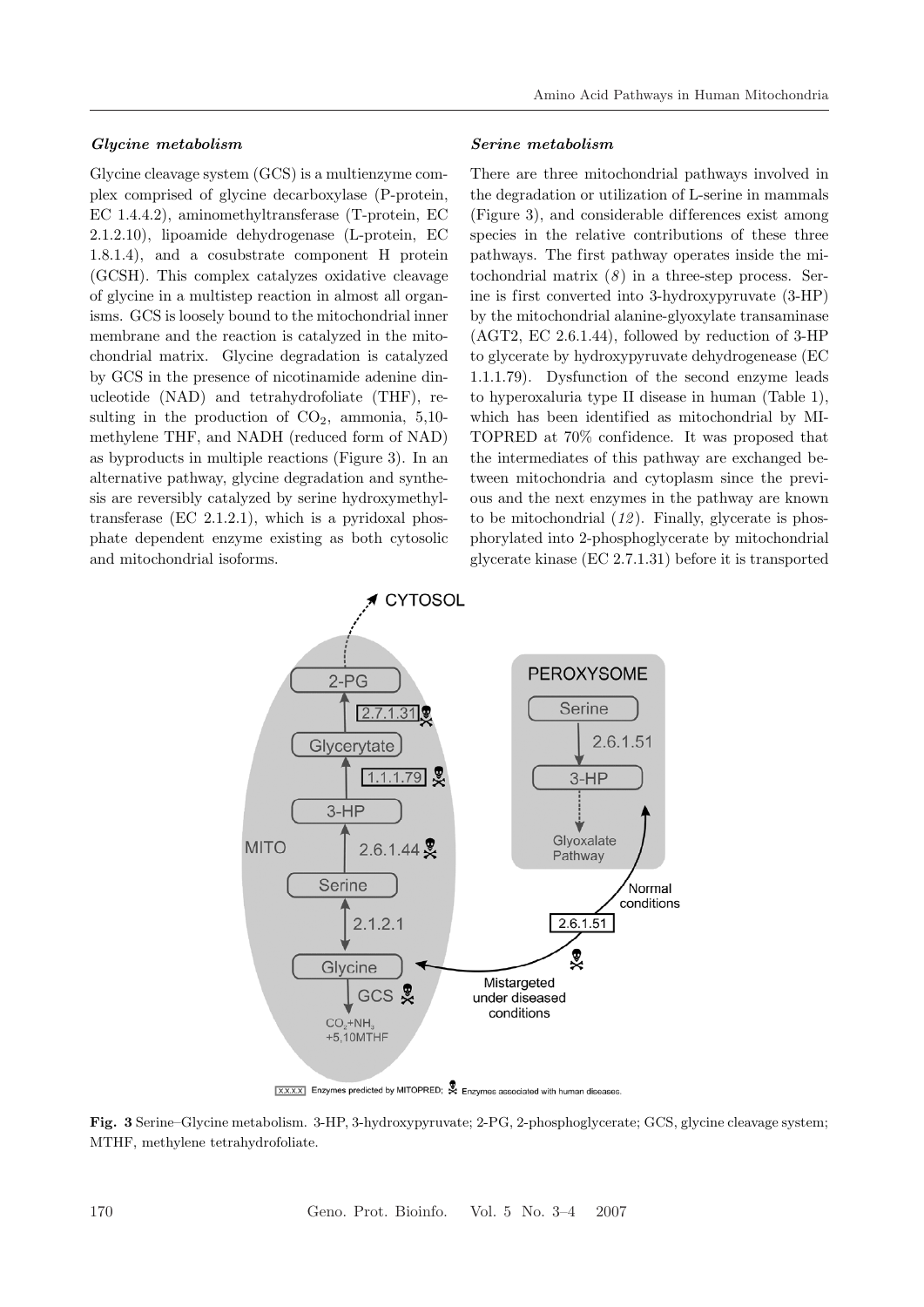### *Glycine metabolism*

Glycine cleavage system (GCS) is a multienzyme complex comprised of glycine decarboxylase (P-protein, EC 1.4.4.2), aminomethyltransferase (T-protein, EC 2.1.2.10), lipoamide dehydrogenase (L-protein, EC 1.8.1.4), and a cosubstrate component H protein (GCSH). This complex catalyzes oxidative cleavage of glycine in a multistep reaction in almost all organisms. GCS is loosely bound to the mitochondrial inner membrane and the reaction is catalyzed in the mitochondrial matrix. Glycine degradation is catalyzed by GCS in the presence of nicotinamide adenine dinucleotide (NAD) and tetrahydrofoliate (THF), resulting in the production of $CO_2$, ammonia, 5,10-methylene THF, and NADH (reduced form of NAD) as byproducts in multiple reactions (Figure 3). In an alternative pathway, glycine degradation and synthesis are reversibly catalyzed by serine hydroxymethyltransferase (EC 2.1.2.1), which is a pyridoxal phosphate dependent enzyme existing as both cytosolic and mitochondrial isoforms.

### *Serine metabolism*

There are three mitochondrial pathways involved in the degradation or utilization of L-serine in mammals (Figure 3), and considerable differences exist among species in the relative contributions of these three pathways. The first pathway operates inside the mitochondrial matrix (*8*) in a three-step process. Serine is first converted into 3-hydroxypyruvate (3-HP) by the mitochondrial alanine-glyoxylate transaminase (AGT2, EC 2.6.1.44), followed by reduction of 3-HP to glycerate by hydroxypyruvate dehydrogenease (EC 1.1.1.79). Dysfunction of the second enzyme leads to hyperoxaluria type II disease in human (Table 1), which has been identified as mitochondrial by MITOPRED at 70% confidence. It was proposed that the intermediates of this pathway are exchanged between mitochondria and cytoplasm since the previous and the next enzymes in the pathway are known to be mitochondrial (*12*). Finally, glycerate is phosphorylated into 2-phosphoglycerate by mitochondrial glycerate kinase (EC 2.7.1.31) before it is transported

**Fig. 3** Serine–Glycine metabolism. 3-HP, 3-hydroxypyruvate; 2-PG, 2-phosphoglycerate; GCS, glycine cleavage system; MTHF, methylene tetrahydrofoliate.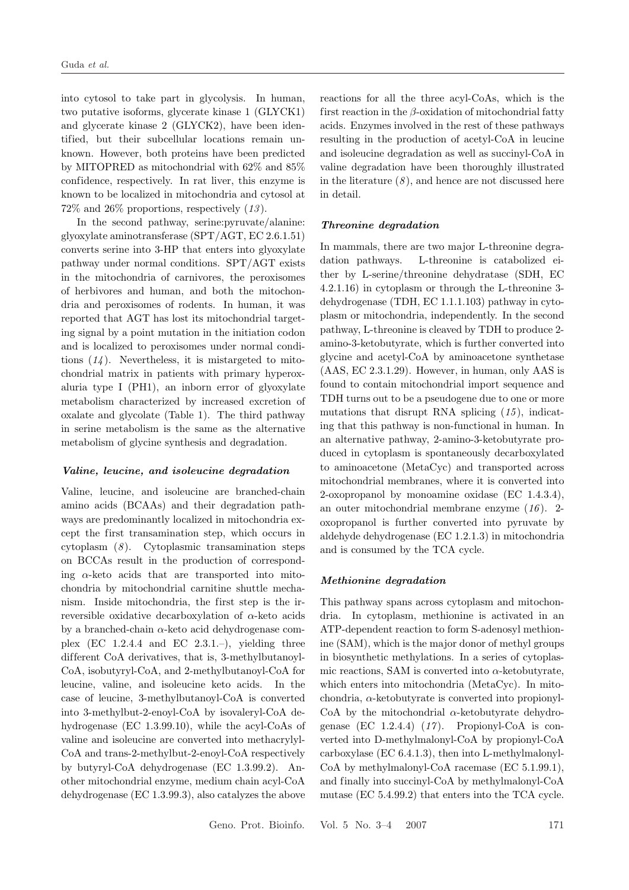into cytosol to take part in glycolysis. In human, two putative isoforms, glycerate kinase 1 (GLYCK1) and glycerate kinase 2 (GLYCK2), have been identified, but their subcellular locations remain unknown. However, both proteins have been predicted by MITOPRED as mitochondrial with 62% and 85% confidence, respectively. In rat liver, this enzyme is known to be localized in mitochondria and cytosol at 72% and 26% proportions, respectively (*13*).

In the second pathway, serine:pyruvate/alanine: glyoxylate aminotransferase (SPT/AGT, EC 2.6.1.51) converts serine into 3-HP that enters into glyoxylate pathway under normal conditions. SPT/AGT exists in the mitochondria of carnivores, the peroxisomes of herbivores and human, and both the mitochondria and peroxisomes of rodents. In human, it was reported that AGT has lost its mitochondrial targeting signal by a point mutation in the initiation codon and is localized to peroxisomes under normal conditions (*14*). Nevertheless, it is mistargeted to mitochondrial matrix in patients with primary hyperoxaluria type I (PH1), an inborn error of glyoxylate metabolism characterized by increased excretion of oxalate and glycolate (Table 1). The third pathway in serine metabolism is the same as the alternative metabolism of glycine synthesis and degradation.

#### *Valine, leucine, and isoleucine degradation*

Valine, leucine, and isoleucine are branched-chain amino acids (BCAAs) and their degradation pathways are predominantly localized in mitochondria except the first transamination step, which occurs in cytoplasm (*8*). Cytoplasmic transamination steps on BCCAs result in the production of corresponding $\alpha$-keto acids that are transported into mitochondria by mitochondrial carnitine shuttle mechanism. Inside mitochondria, the first step is the irreversible oxidative decarboxylation of $\alpha$-keto acids by a branched-chain $\alpha$-keto acid dehydrogenase complex (EC 1.2.4.4 and EC 2.3.1.–), yielding three different CoA derivatives, that is, 3-methylbutanoyl-CoA, isobutyryl-CoA, and 2-methylbutanoyl-CoA for leucine, valine, and isoleucine keto acids. In the case of leucine, 3-methylbutanoyl-CoA is converted into 3-methylbut-2-enoyl-CoA by isovaleryl-CoA dehydrogenase (EC 1.3.99.10), while the acyl-CoAs of valine and isoleucine are converted into methacrylyl-CoA and trans-2-methylbut-2-enoyl-CoA respectively by butyryl-CoA dehydrogenase (EC 1.3.99.2). Another mitochondrial enzyme, medium chain acyl-CoA dehydrogenase (EC 1.3.99.3), also catalyzes the above reactions for all the three acyl-CoAs, which is the first reaction in the $\beta$-oxidation of mitochondrial fatty acids. Enzymes involved in the rest of these pathways resulting in the production of acetyl-CoA in leucine and isoleucine degradation as well as succinyl-CoA in valine degradation have been thoroughly illustrated in the literature (*8*), and hence are not discussed here in detail.

#### *Threonine degradation*

In mammals, there are two major L-threonine degradation pathways. L-threonine is catabolized either by L-serine/threonine dehydratase (SDH, EC 4.2.1.16) in cytoplasm or through the L-threonine 3-dehydrogenase (TDH, EC 1.1.1.103) pathway in cytoplasm or mitochondria, independently. In the second pathway, L-threonine is cleaved by TDH to produce 2-amino-3-ketobutyrate, which is further converted into glycine and acetyl-CoA by aminoacetone synthetase (AAS, EC 2.3.1.29). However, in human, only AAS is found to contain mitochondrial import sequence and TDH turns out to be a pseudogene due to one or more mutations that disrupt RNA splicing (*15*), indicating that this pathway is non-functional in human. In an alternative pathway, 2-amino-3-ketobutyrate produced in cytoplasm is spontaneously decarboxylated to aminoacetone (MetaCyc) and transported across mitochondrial membranes, where it is converted into 2-oxopropanol by monoamine oxidase (EC 1.4.3.4), an outer mitochondrial membrane enzyme (*16*). 2-oxopropanol is further converted into pyruvate by aldehyde dehydrogenase (EC 1.2.1.3) in mitochondria and is consumed by the TCA cycle.

#### *Methionine degradation*

This pathway spans across cytoplasm and mitochondria. In cytoplasm, methionine is activated in an ATP-dependent reaction to form S-adenosyl methionine (SAM), which is the major donor of methyl groups in biosynthetic methylations. In a series of cytoplasmic reactions, SAM is converted into $\alpha$-ketobutyrate, which enters into mitochondria (MetaCyc). In mitochondria, $\alpha$-ketobutyrate is converted into propionyl-CoA by the mitochondrial $\alpha$-ketobutyrate dehydrogenase (EC 1.2.4.4) (*17*). Propionyl-CoA is converted into D-methylmalonyl-CoA by propionyl-CoA carboxylase (EC 6.4.1.3), then into L-methylmalonyl-CoA by methylmalonyl-CoA racemase (EC 5.1.99.1), and finally into succinyl-CoA by methylmalonyl-CoA mutase (EC 5.4.99.2) that enters into the TCA cycle.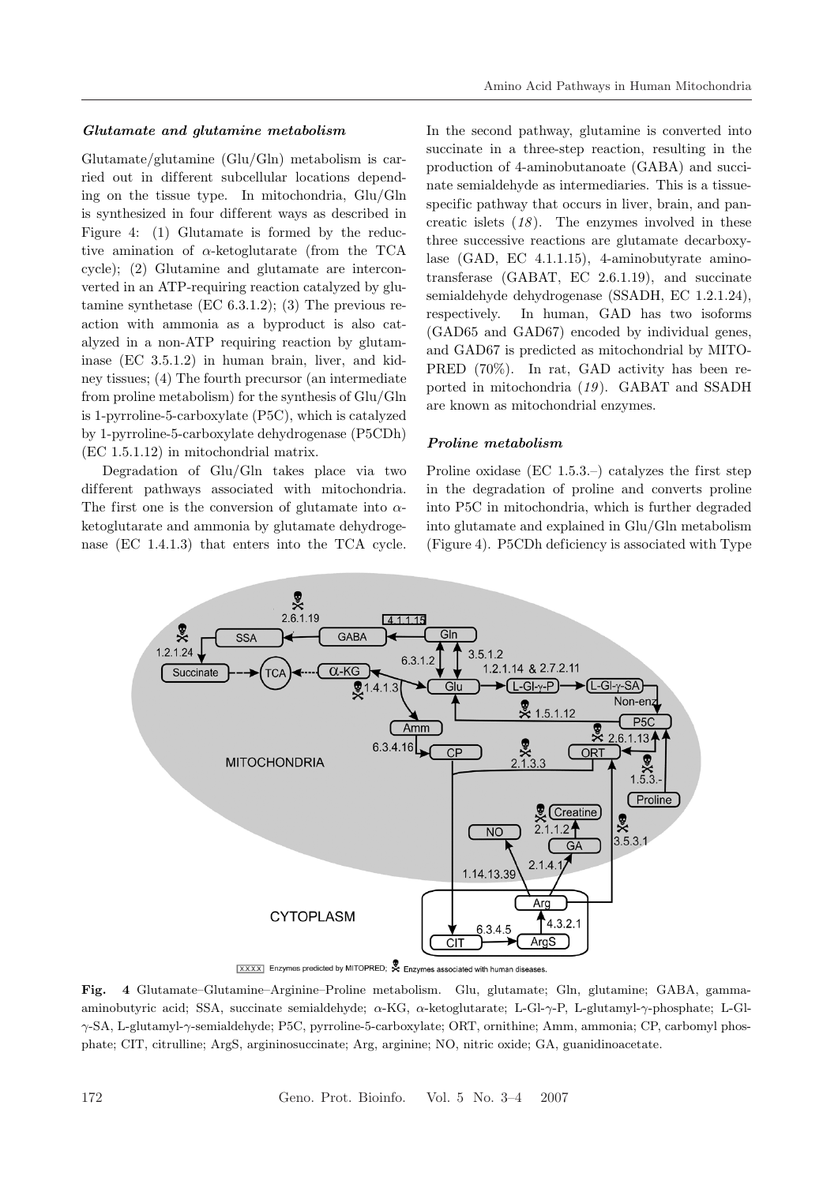### *Glutamate and glutamine metabolism*

Glutamate/glutamine (Glu/Gln) metabolism is carried out in different subcellular locations depending on the tissue type. In mitochondria, Glu/Gln is synthesized in four different ways as described in Figure 4: (1) Glutamate is formed by the reductive amination of $\alpha$-ketoglutarate (from the TCA cycle); (2) Glutamine and glutamate are interconverted in an ATP-requiring reaction catalyzed by glutamine synthetase (EC 6.3.1.2); (3) The previous reaction with ammonia as a byproduct is also catalyzed in a non-ATP requiring reaction by glutaminase (EC 3.5.1.2) in human brain, liver, and kidney tissues; (4) The fourth precursor (an intermediate from proline metabolism) for the synthesis of Glu/Gln is 1-pyrroline-5-carboxylate (P5C), which is catalyzed by 1-pyrroline-5-carboxylate dehydrogenase (P5CDh) (EC 1.5.1.12) in mitochondrial matrix.

Degradation of Glu/Gln takes place via two different pathways associated with mitochondria. The first one is the conversion of glutamate into $\alpha$-ketoglutarate and ammonia by glutamate dehydrogenase (EC 1.4.1.3) that enters into the TCA cycle. In the second pathway, glutamine is converted into succinate in a three-step reaction, resulting in the production of 4-aminobutanoate (GABA) and succinate semialdehyde as intermediaries. This is a tissue-specific pathway that occurs in liver, brain, and pancreatic islets (*18*). The enzymes involved in these three successive reactions are glutamate decarboxylase (GAD, EC 4.1.1.15), 4-aminobutyrate aminotransferase (GABAT, EC 2.6.1.19), and succinate semialdehyde dehydrogenase (SSADH, EC 1.2.1.24), respectively. In human, GAD has two isoforms (GAD65 and GAD67) encoded by individual genes, and GAD67 is predicted as mitochondrial by MITOPRED (70%). In rat, GAD activity has been reported in mitochondria (*19*). GABAT and SSADH are known as mitochondrial enzymes.

### *Proline metabolism*

Proline oxidase (EC 1.5.3.–) catalyzes the first step in the degradation of proline and converts proline into P5C in mitochondria, which is further degraded into glutamate and explained in Glu/Gln metabolism (Figure 4). P5CDh deficiency is associated with Type

**Fig. 4** Glutamate–Glutamine–Arginine–Proline metabolism. Glu, glutamate; Gln, glutamine; GABA, gamma-aminobutyric acid; SSA, succinate semialdehyde; $\alpha$-KG, $\alpha$-ketoglutarate; L-Gl-$\gamma$-P, L-glutamyl-$\gamma$-phosphate; L-Gl-$\gamma$-SA, L-glutamyl-$\gamma$-semialdehyde; P5C, pyrroline-5-carboxylate; ORT, ornithine; Amm, ammonia; CP, carbomyl phosphate; CIT, citrulline; ArgS, argininosuccinate; Arg, arginine; NO, nitric oxide; GA, guanidinoacetate.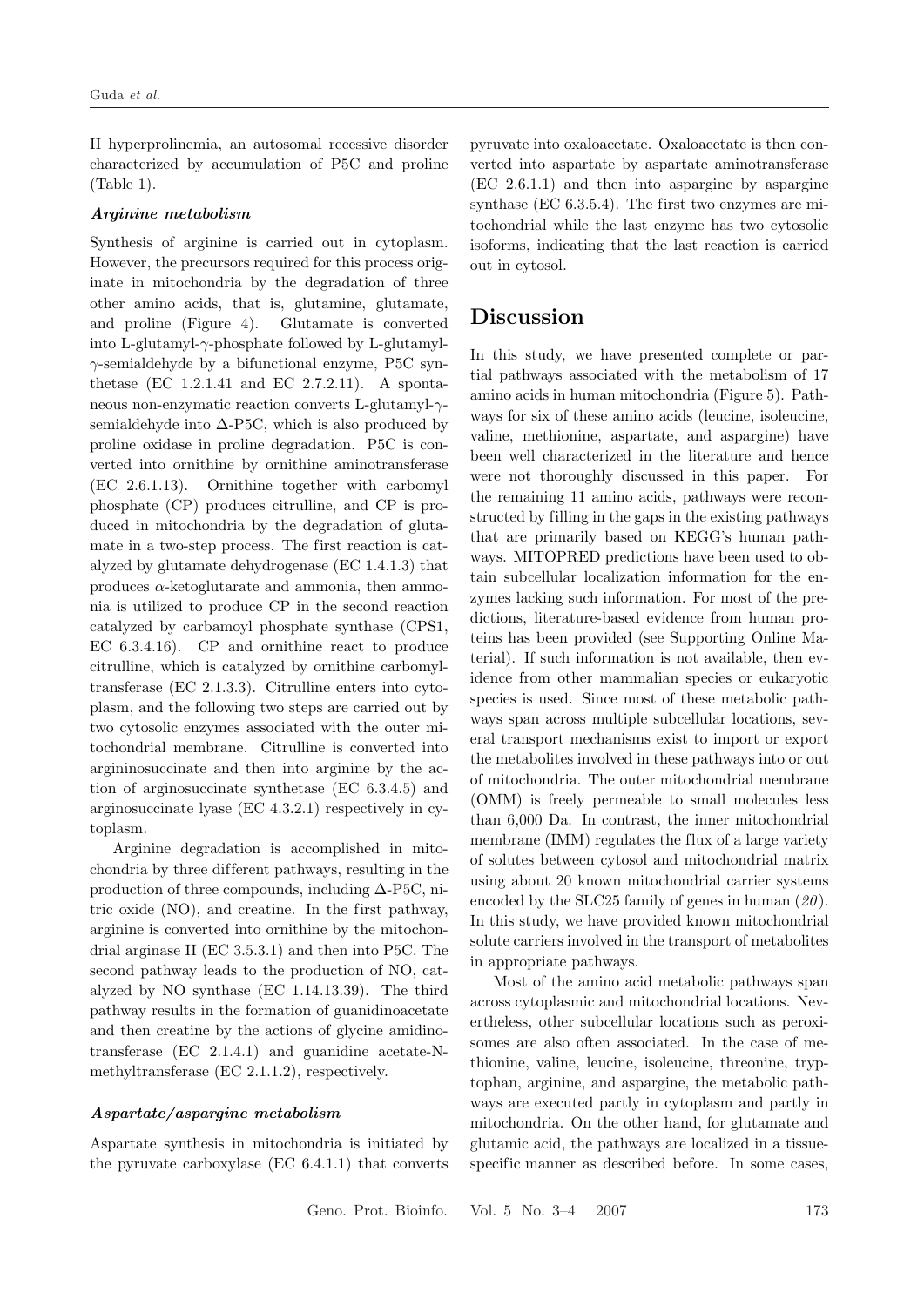II hyperprolinemia, an autosomal recessive disorder characterized by accumulation of P5C and proline (Table 1).

#### *Arginine metabolism*

Synthesis of arginine is carried out in cytoplasm. However, the precursors required for this process originate in mitochondria by the degradation of three other amino acids, that is, glutamine, glutamate, and proline (Figure 4). Glutamate is converted into L-glutamyl-$\gamma$-phosphate followed by L-glutamyl-$\gamma$-semialdehyde by a bifunctional enzyme, P5C synthetase (EC 1.2.1.41 and EC 2.7.2.11). A spontaneous non-enzymatic reaction converts L-glutamyl-$\gamma$-semialdehyde into $\Delta$-P5C, which is also produced by proline oxidase in proline degradation. P5C is converted into ornithine by ornithine aminotransferase (EC 2.6.1.13). Ornithine together with carbomyl phosphate (CP) produces citrulline, and CP is produced in mitochondria by the degradation of glutamate in a two-step process. The first reaction is catalyzed by glutamate dehydrogenase (EC 1.4.1.3) that produces $\alpha$-ketoglutarate and ammonia, then ammonia is utilized to produce CP in the second reaction catalyzed by carbamoyl phosphate synthase (CPS1, EC 6.3.4.16). CP and ornithine react to produce citrulline, which is catalyzed by ornithine carbomyltransferase (EC 2.1.3.3). Citrulline enters into cytoplasm, and the following two steps are carried out by two cytosolic enzymes associated with the outer mitochondrial membrane. Citrulline is converted into argininosuccinate and then into arginine by the action of arginosuccinate synthetase (EC 6.3.4.5) and arginosuccinate lyase (EC 4.3.2.1) respectively in cytoplasm.

Arginine degradation is accomplished in mitochondria by three different pathways, resulting in the production of three compounds, including $\Delta$-P5C, nitric oxide (NO), and creatine. In the first pathway, arginine is converted into ornithine by the mitochondrial arginase II (EC 3.5.3.1) and then into P5C. The second pathway leads to the production of NO, catalyzed by NO synthase (EC 1.14.13.39). The third pathway results in the formation of guanidinoacetate and then creatine by the actions of glycine amidinotransferase (EC 2.1.4.1) and guanidine acetate-N-methyltransferase (EC 2.1.1.2), respectively.

#### *Aspartate/aspargine metabolism*

Aspartate synthesis in mitochondria is initiated by the pyruvate carboxylase (EC 6.4.1.1) that converts pyruvate into oxaloacetate. Oxaloacetate is then converted into aspartate by aspartate aminotransferase (EC 2.6.1.1) and then into aspargine by aspargine synthase (EC 6.3.5.4). The first two enzymes are mitochondrial while the last enzyme has two cytosolic isoforms, indicating that the last reaction is carried out in cytosol.

## Discussion

In this study, we have presented complete or partial pathways associated with the metabolism of 17 amino acids in human mitochondria (Figure 5). Pathways for six of these amino acids (leucine, isoleucine, valine, methionine, aspartate, and aspargine) have been well characterized in the literature and hence were not thoroughly discussed in this paper. For the remaining 11 amino acids, pathways were reconstructed by filling in the gaps in the existing pathways that are primarily based on KEGG's human pathways. MITOPRED predictions have been used to obtain subcellular localization information for the enzymes lacking such information. For most of the predictions, literature-based evidence from human proteins has been provided (see Supporting Online Material). If such information is not available, then evidence from other mammalian species or eukaryotic species is used. Since most of these metabolic pathways span across multiple subcellular locations, several transport mechanisms exist to import or export the metabolites involved in these pathways into or out of mitochondria. The outer mitochondrial membrane (OMM) is freely permeable to small molecules less than 6,000 Da. In contrast, the inner mitochondrial membrane (IMM) regulates the flux of a large variety of solutes between cytosol and mitochondrial matrix using about 20 known mitochondrial carrier systems encoded by the SLC25 family of genes in human (*20*). In this study, we have provided known mitochondrial solute carriers involved in the transport of metabolites in appropriate pathways.

Most of the amino acid metabolic pathways span across cytoplasmic and mitochondrial locations. Nevertheless, other subcellular locations such as peroxisomes are also often associated. In the case of methionine, valine, leucine, isoleucine, threonine, tryptophan, arginine, and aspargine, the metabolic pathways are executed partly in cytoplasm and partly in mitochondria. On the other hand, for glutamate and glutamic acid, the pathways are localized in a tissue-specific manner as described before. In some cases,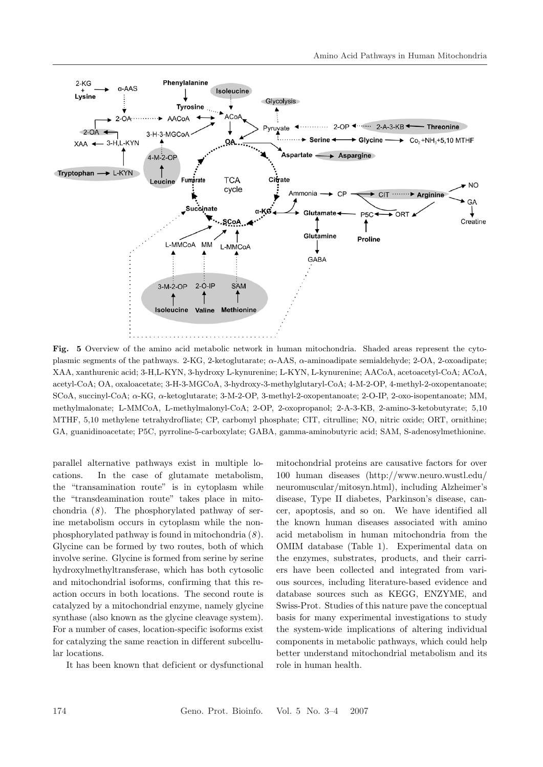**Fig. 5** Overview of the amino acid metabolic network in human mitochondria. Shaded areas represent the cytoplasmic segments of the pathways. 2-KG, 2-ketoglutarate; α-AAS, α-aminoadipate semialdehyde; 2-OA, 2-oxoadipate; XAA, xanthurenic acid; 3-H,L-KYN, 3-hydroxy L-kynurenine; L-KYN, L-kynurenine; AACoA, acetoacetyl-CoA; ACoA, acetyl-CoA; OA, oxaloacetate; 3-H-3-MGCoA, 3-hydroxy-3-methylglutaryl-CoA; 4-M-2-OP, 4-methyl-2-oxopentanoate; SCoA, succinyl-CoA; α-KG, α-ketoglutarate; 3-M-2-OP, 3-methyl-2-oxopentanoate; 2-O-IP, 2-oxo-isopentanoate; MM, methylmalonate; L-MMCoA, L-methylmalonyl-CoA; 2-OP, 2-oxopropanol; 2-A-3-KB, 2-amino-3-ketobutyrate; 5,10 MTHF, 5,10 methylene tetrahydrofliate; CP, carbomyl phosphate; CIT, citrulline; NO, nitric oxide; ORT, ornithine; GA, guanidinoacetate; P5C, pyrroline-5-carboxylate; GABA, gamma-aminobutyric acid; SAM, S-adenosylmethionine.

parallel alternative pathways exist in multiple locations. In the case of glutamate metabolism, the "transamination route" is in cytoplasm while the "transdeamination route" takes place in mitochondria (*8*). The phosphorylated pathway of serine metabolism occurs in cytoplasm while the non-phosphorylated pathway is found in mitochondria (*8*). Glycine can be formed by two routes, both of which involve serine. Glycine is formed from serine by serine hydroxylmethyltransferase, which has both cytosolic and mitochondrial isoforms, confirming that this reaction occurs in both locations. The second route is catalyzed by a mitochondrial enzyme, namely glycine synthase (also known as the glycine cleavage system). For a number of cases, location-specific isoforms exist for catalyzing the same reaction in different subcellular locations.

It has been known that deficient or dysfunctional mitochondrial proteins are causative factors for over 100 human diseases (http://www.neuro.wustl.edu/neuromuscular/mitosyn.html), including Alzheimer's disease, Type II diabetes, Parkinson's disease, cancer, apoptosis, and so on. We have identified all the known human diseases associated with amino acid metabolism in human mitochondria from the OMIM database (Table 1). Experimental data on the enzymes, substrates, products, and their carriers have been collected and integrated from various sources, including literature-based evidence and database sources such as KEGG, ENZYME, and Swiss-Prot. Studies of this nature pave the conceptual basis for many experimental investigations to study the system-wide implications of altering individual components in metabolic pathways, which could help better understand mitochondrial metabolism and its role in human health.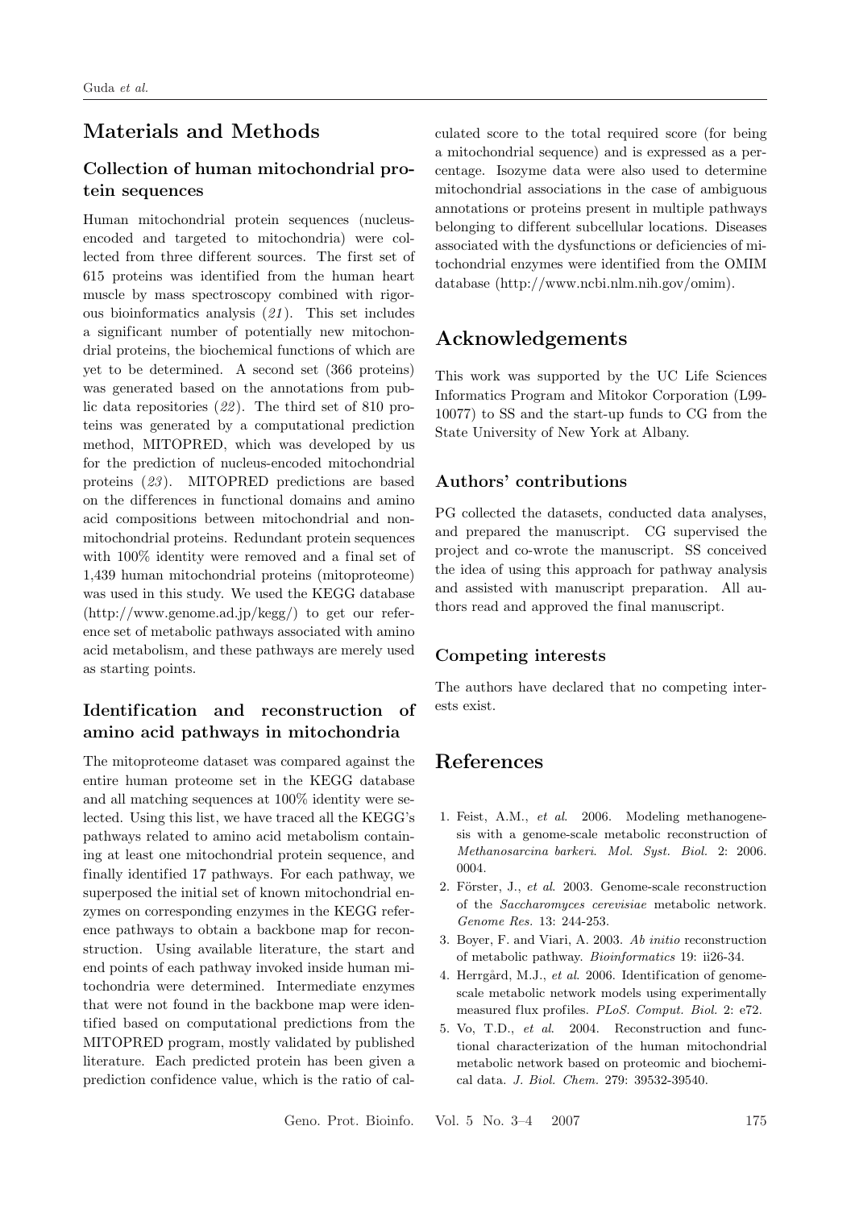## Materials and Methods

### Collection of human mitochondrial protein sequences

Human mitochondrial protein sequences (nucleus-encoded and targeted to mitochondria) were collected from three different sources. The first set of 615 proteins was identified from the human heart muscle by mass spectroscopy combined with rigorous bioinformatics analysis (*21*). This set includes a significant number of potentially new mitochondrial proteins, the biochemical functions of which are yet to be determined. A second set (366 proteins) was generated based on the annotations from public data repositories (*22*). The third set of 810 proteins was generated by a computational prediction method, MITOPRED, which was developed by us for the prediction of nucleus-encoded mitochondrial proteins (*23*). MITOPRED predictions are based on the differences in functional domains and amino acid compositions between mitochondrial and non-mitochondrial proteins. Redundant protein sequences with 100% identity were removed and a final set of 1,439 human mitochondrial proteins (mitoproteome) was used in this study. We used the KEGG database (http://www.genome.ad.jp/kegg/) to get our reference set of metabolic pathways associated with amino acid metabolism, and these pathways are merely used as starting points.

### Identification and reconstruction of amino acid pathways in mitochondria

The mitoproteome dataset was compared against the entire human proteome set in the KEGG database and all matching sequences at 100% identity were selected. Using this list, we have traced all the KEGG's pathways related to amino acid metabolism containing at least one mitochondrial protein sequence, and finally identified 17 pathways. For each pathway, we superposed the initial set of known mitochondrial enzymes on corresponding enzymes in the KEGG reference pathways to obtain a backbone map for reconstruction. Using available literature, the start and end points of each pathway invoked inside human mitochondria were determined. Intermediate enzymes that were not found in the backbone map were identified based on computational predictions from the MITOPRED program, mostly validated by published literature. Each predicted protein has been given a prediction confidence value, which is the ratio of calculated score to the total required score (for being a mitochondrial sequence) and is expressed as a percentage. Isozyme data were also used to determine mitochondrial associations in the case of ambiguous annotations or proteins present in multiple pathways belonging to different subcellular locations. Diseases associated with the dysfunctions or deficiencies of mitochondrial enzymes were identified from the OMIM database (http://www.ncbi.nlm.nih.gov/omim).

## Acknowledgements

This work was supported by the UC Life Sciences Informatics Program and Mitokor Corporation (L99-10077) to SS and the start-up funds to CG from the State University of New York at Albany.

### Authors' contributions

PG collected the datasets, conducted data analyses, and prepared the manuscript. CG supervised the project and co-wrote the manuscript. SS conceived the idea of using this approach for pathway analysis and assisted with manuscript preparation. All authors read and approved the final manuscript.

### Competing interests

The authors have declared that no competing interests exist.

## References

1. Feist, A.M., *et al*. 2006. Modeling methanogenesis with a genome-scale metabolic reconstruction of *Methanosarcina barkeri*. *Mol. Syst. Biol.* 2: 2006.0004.
2. Förster, J., *et al*. 2003. Genome-scale reconstruction of the *Saccharomyces cerevisiae* metabolic network. *Genome Res.* 13: 244-253.
3. Boyer, F. and Viari, A. 2003. *Ab initio* reconstruction of metabolic pathway. *Bioinformatics* 19: ii26-34.
4. Herrgård, M.J., *et al*. 2006. Identification of genome-scale metabolic network models using experimentally measured flux profiles. *PLoS. Comput. Biol.* 2: e72.
5. Vo, T.D., *et al*. 2004. Reconstruction and functional characterization of the human mitochondrial metabolic network based on proteomic and biochemical data. *J. Biol. Chem.* 279: 39532-39540.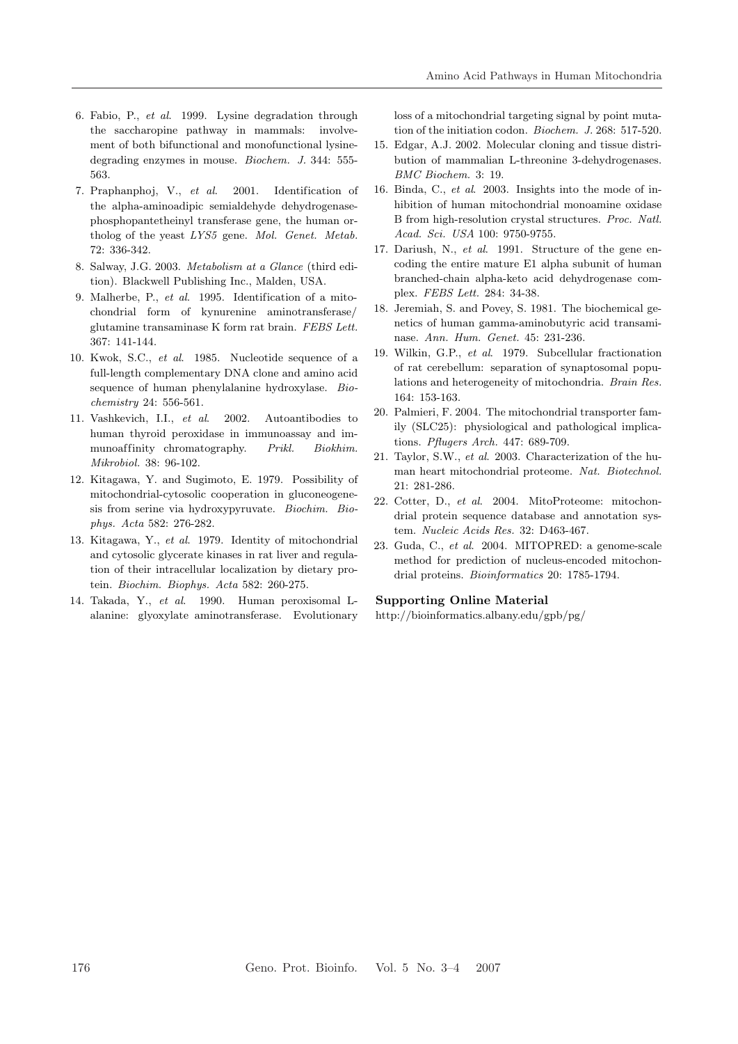6. Fabio, P., *et al*. 1999. Lysine degradation through the saccharopine pathway in mammals: involvement of both bifunctional and monofunctional lysine-degrading enzymes in mouse. *Biochem. J.* 344: 555-563.
7. Praphanphoj, V., *et al*. 2001. Identification of the alpha-aminoadipic semialdehyde dehydrogenase-phosphopantetheinyl transferase gene, the human ortholog of the yeast *LYS5* gene. *Mol. Genet. Metab.* 72: 336-342.
8. Salway, J.G. 2003. *Metabolism at a Glance* (third edition). Blackwell Publishing Inc., Malden, USA.
9. Malherbe, P., *et al*. 1995. Identification of a mitochondrial form of kynurenine aminotransferase/glutamine transaminase K form rat brain. *FEBS Lett.* 367: 141-144.
10. Kwok, S.C., *et al*. 1985. Nucleotide sequence of a full-length complementary DNA clone and amino acid sequence of human phenylalanine hydroxylase. *Biochemistry* 24: 556-561.
11. Vashkevich, I.I., *et al*. 2002. Autoantibodies to human thyroid peroxidase in immunoassay and immunoaffinity chromatography. *Prikl. Biokhim. Mikrobiol.* 38: 96-102.
12. Kitagawa, Y. and Sugimoto, E. 1979. Possibility of mitochondrial-cytosolic cooperation in gluconeogenesis from serine via hydroxypyruvate. *Biochim. Biophys. Acta* 582: 276-282.
13. Kitagawa, Y., *et al*. 1979. Identity of mitochondrial and cytosolic glycerate kinases in rat liver and regulation of their intracellular localization by dietary protein. *Biochim. Biophys. Acta* 582: 260-275.
14. Takada, Y., *et al*. 1990. Human peroxisomal L-alanine: glyoxylate aminotransferase. Evolutionary loss of a mitochondrial targeting signal by point mutation of the initiation codon. *Biochem. J.* 268: 517-520.
15. Edgar, A.J. 2002. Molecular cloning and tissue distribution of mammalian L-threonine 3-dehydrogenases. *BMC Biochem.* 3: 19.
16. Binda, C., *et al*. 2003. Insights into the mode of inhibition of human mitochondrial monoamine oxidase B from high-resolution crystal structures. *Proc. Natl. Acad. Sci. USA* 100: 9750-9755.
17. Dariush, N., *et al*. 1991. Structure of the gene encoding the entire mature E1 alpha subunit of human branched-chain alpha-keto acid dehydrogenase complex. *FEBS Lett.* 284: 34-38.
18. Jeremiah, S. and Povey, S. 1981. The biochemical genetics of human gamma-aminobutyric acid transaminase. *Ann. Hum. Genet.* 45: 231-236.
19. Wilkin, G.P., *et al*. 1979. Subcellular fractionation of rat cerebellum: separation of synaptosomal populations and heterogeneity of mitochondria. *Brain Res.* 164: 153-163.
20. Palmieri, F. 2004. The mitochondrial transporter family (SLC25): physiological and pathological implications. *Pflugers Arch.* 447: 689-709.
21. Taylor, S.W., *et al*. 2003. Characterization of the human heart mitochondrial proteome. *Nat. Biotechnol.* 21: 281-286.
22. Cotter, D., *et al*. 2004. MitoProteome: mitochondrial protein sequence database and annotation system. *Nucleic Acids Res.* 32: D463-467.
23. Guda, C., *et al*. 2004. MITOPRED: a genome-scale method for prediction of nucleus-encoded mitochondrial proteins. *Bioinformatics* 20: 1785-1794.

**Supporting Online Material**

http://bioinformatics.albany.edu/gpb/pg/